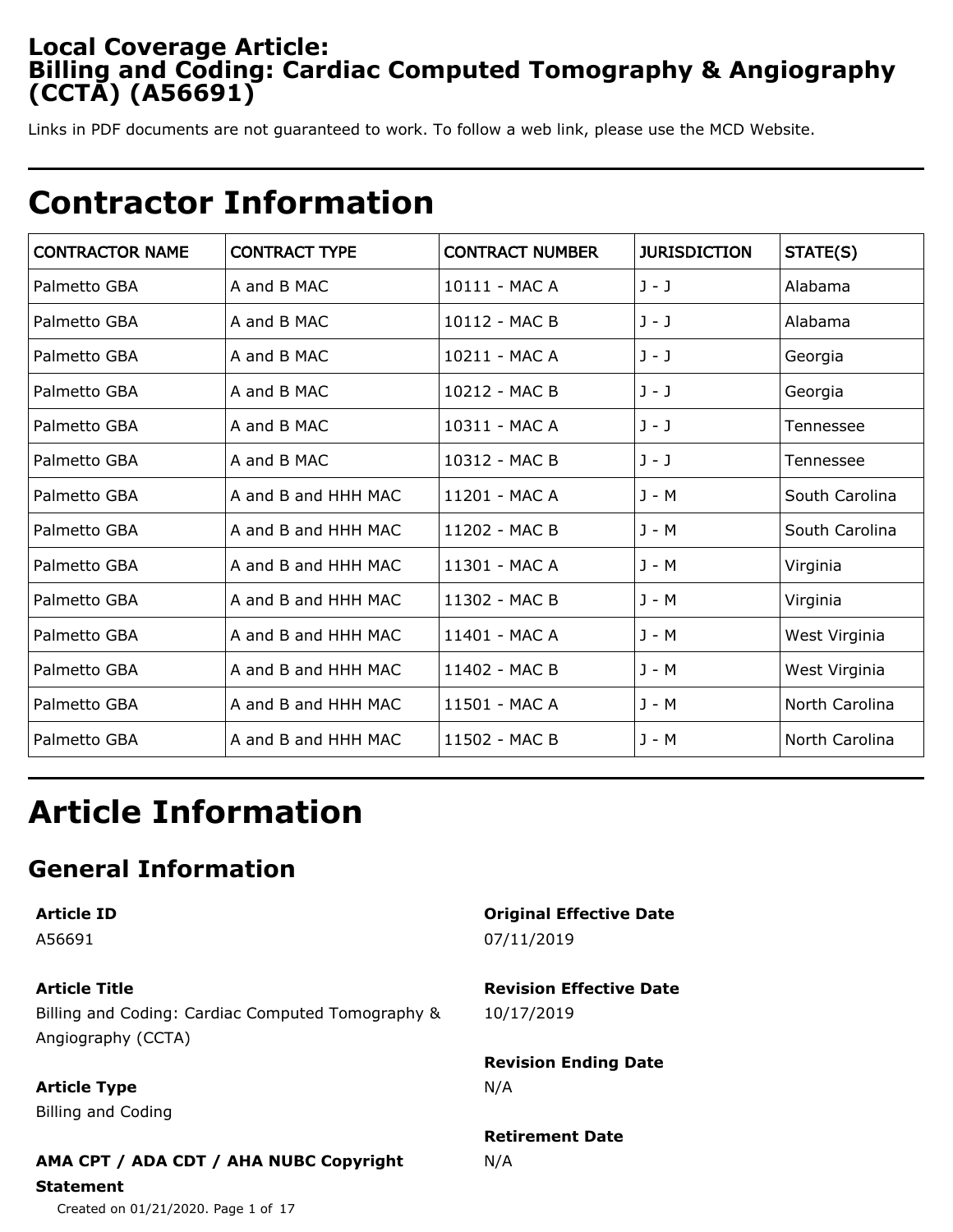# Local Coverage Article: Billing and Coding: Cardiac Computed Tomography & Angiography (CCTA) (A56691)

Links in PDF documents are not guaranteed to work. To follow a web link, please use the MCD Website.

# Contractor Information

| CONTRACTOR NAME | CONTRACT TYPE | CONTRACT NUMBER | JURISDICTION | STATE(S) |
|---|---|---|---|---|
| Palmetto GBA | A and B MAC | 10111 - MAC A | J - J | Alabama |
| Palmetto GBA | A and B MAC | 10112 - MAC B | J - J | Alabama |
| Palmetto GBA | A and B MAC | 10211 - MAC A | J - J | Georgia |
| Palmetto GBA | A and B MAC | 10212 - MAC B | J - J | Georgia |
| Palmetto GBA | A and B MAC | 10311 - MAC A | J - J | Tennessee |
| Palmetto GBA | A and B MAC | 10312 - MAC B | J - J | Tennessee |
| Palmetto GBA | A and B and HHH MAC | 11201 - MAC A | J - M | South Carolina |
| Palmetto GBA | A and B and HHH MAC | 11202 - MAC B | J - M | South Carolina |
| Palmetto GBA | A and B and HHH MAC | 11301 - MAC A | J - M | Virginia |
| Palmetto GBA | A and B and HHH MAC | 11302 - MAC B | J - M | Virginia |
| Palmetto GBA | A and B and HHH MAC | 11401 - MAC A | J - M | West Virginia |
| Palmetto GBA | A and B and HHH MAC | 11402 - MAC B | J - M | West Virginia |
| Palmetto GBA | A and B and HHH MAC | 11501 - MAC A | J - M | North Carolina |
| Palmetto GBA | A and B and HHH MAC | 11502 - MAC B | J - M | North Carolina |

# Article Information

## General Information

**Article ID**
A56691

**Article Title**
Billing and Coding: Cardiac Computed Tomography & Angiography (CCTA)

**Article Type**
Billing and Coding

**AMA CPT / ADA CDT / AHA NUBC Copyright Statement**

**Original Effective Date**
07/11/2019

**Revision Effective Date**
10/17/2019

**Revision Ending Date**
N/A

**Retirement Date**
N/A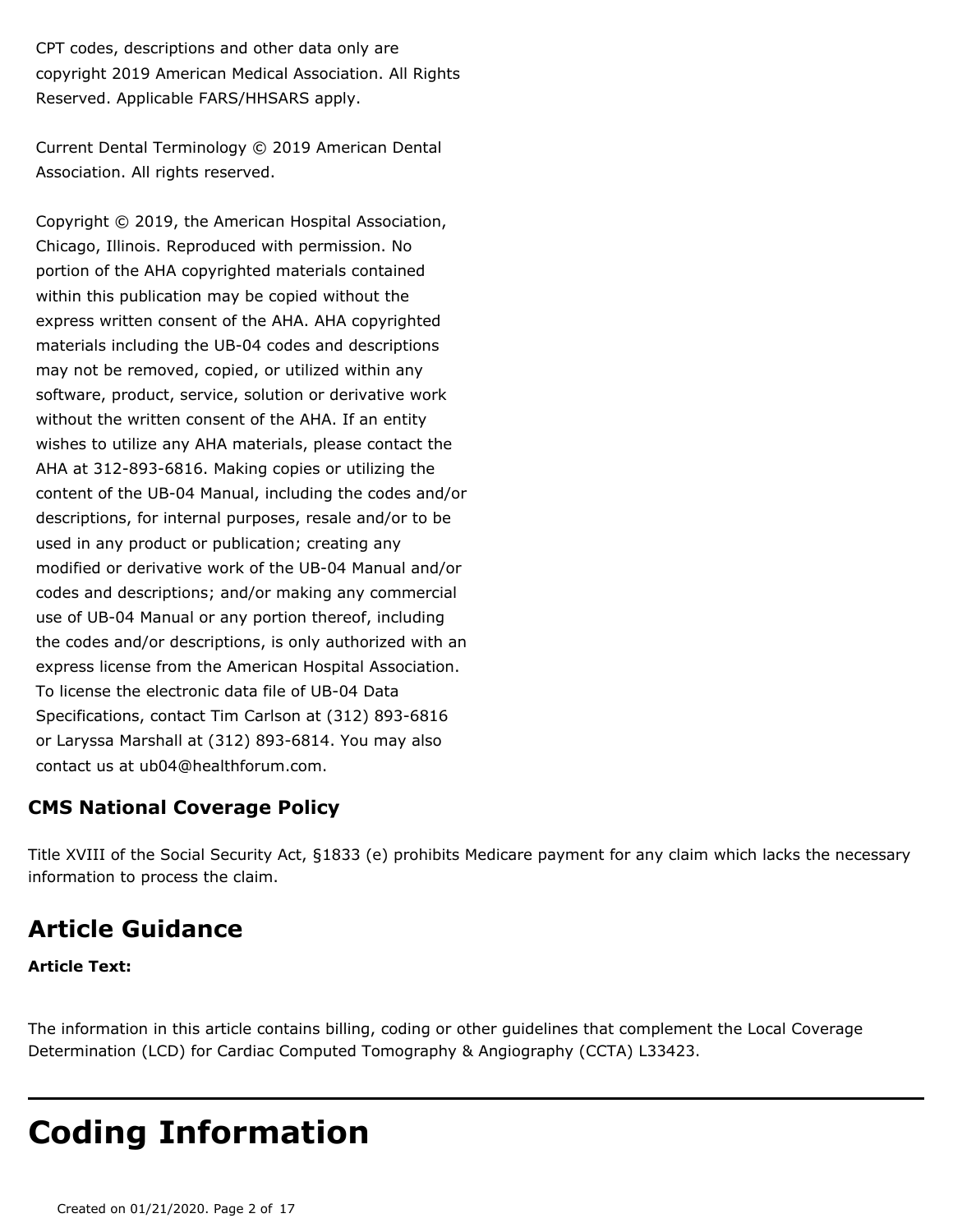CPT codes, descriptions and other data only are copyright 2019 American Medical Association. All Rights Reserved. Applicable FARS/HHSARS apply.

Current Dental Terminology © 2019 American Dental Association. All rights reserved.

Copyright © 2019, the American Hospital Association, Chicago, Illinois. Reproduced with permission. No portion of the AHA copyrighted materials contained within this publication may be copied without the express written consent of the AHA. AHA copyrighted materials including the UB-04 codes and descriptions may not be removed, copied, or utilized within any software, product, service, solution or derivative work without the written consent of the AHA. If an entity wishes to utilize any AHA materials, please contact the AHA at 312-893-6816. Making copies or utilizing the content of the UB-04 Manual, including the codes and/or descriptions, for internal purposes, resale and/or to be used in any product or publication; creating any modified or derivative work of the UB-04 Manual and/or codes and descriptions; and/or making any commercial use of UB-04 Manual or any portion thereof, including the codes and/or descriptions, is only authorized with an express license from the American Hospital Association. To license the electronic data file of UB-04 Data Specifications, contact Tim Carlson at (312) 893-6816 or Laryssa Marshall at (312) 893-6814. You may also contact us at ub04@healthforum.com.

### CMS National Coverage Policy

Title XVIII of the Social Security Act, §1833 (e) prohibits Medicare payment for any claim which lacks the necessary information to process the claim.

## Article Guidance

**Article Text:**

The information in this article contains billing, coding or other guidelines that complement the Local Coverage Determination (LCD) for Cardiac Computed Tomography & Angiography (CCTA) L33423.

# Coding Information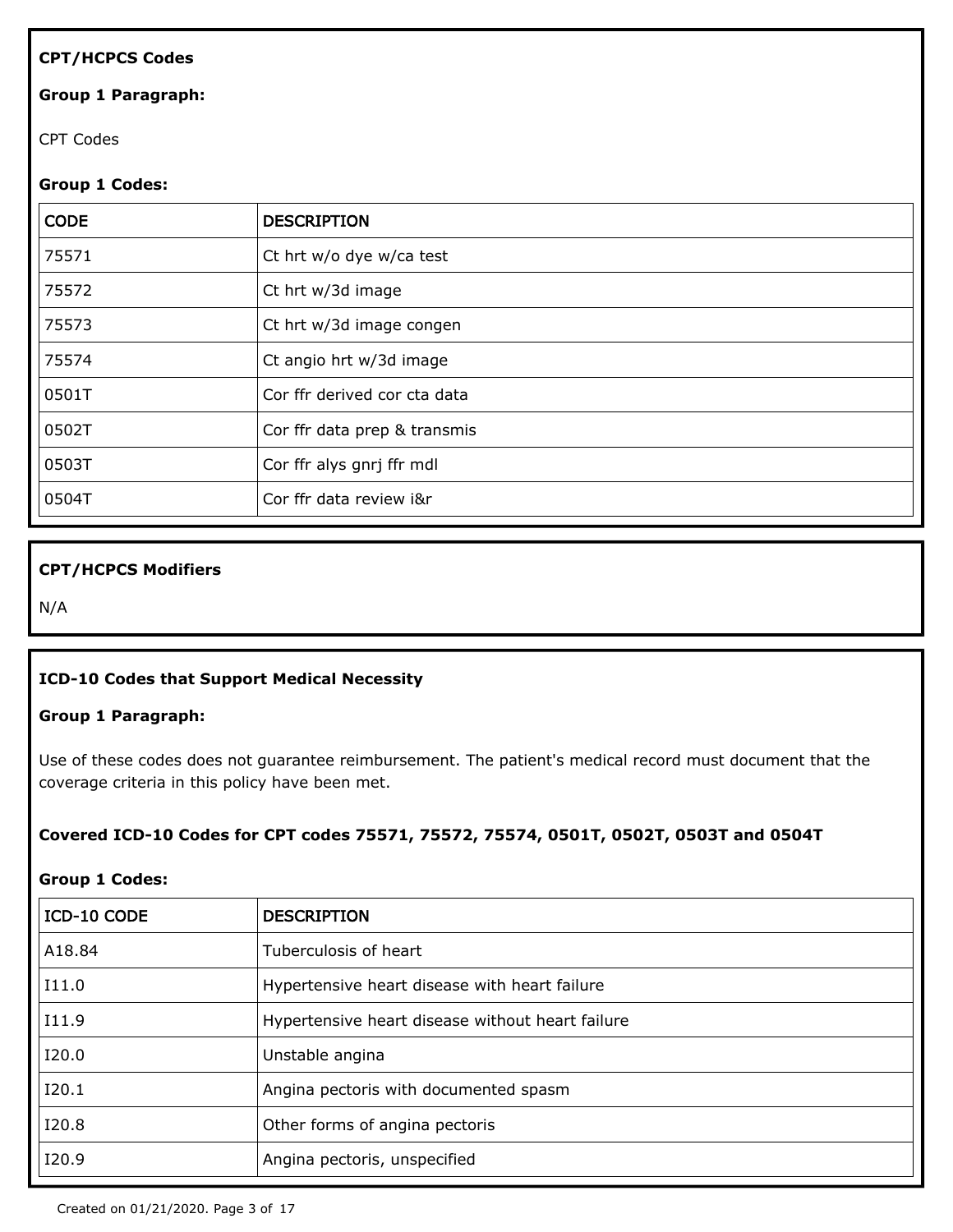**CPT/HCPCS Codes**

**Group 1 Paragraph:**

CPT Codes

**Group 1 Codes:**

| CODE | DESCRIPTION |
|---|---|
| 75571 | Ct hrt w/o dye w/ca test |
| 75572 | Ct hrt w/3d image |
| 75573 | Ct hrt w/3d image congen |
| 75574 | Ct angio hrt w/3d image |
| 0501T | Cor ffr derived cor cta data |
| 0502T | Cor ffr data prep & transmis |
| 0503T | Cor ffr alys gnrj ffr mdl |
| 0504T | Cor ffr data review i&r |

**CPT/HCPCS Modifiers**

N/A

**ICD-10 Codes that Support Medical Necessity**

**Group 1 Paragraph:**

Use of these codes does not guarantee reimbursement. The patient's medical record must document that the coverage criteria in this policy have been met.

**Covered ICD-10 Codes for CPT codes 75571, 75572, 75574, 0501T, 0502T, 0503T and 0504T**

**Group 1 Codes:**

| ICD-10 CODE | DESCRIPTION |
|---|---|
| A18.84 | Tuberculosis of heart |
| I11.0 | Hypertensive heart disease with heart failure |
| I11.9 | Hypertensive heart disease without heart failure |
| I20.0 | Unstable angina |
| I20.1 | Angina pectoris with documented spasm |
| I20.8 | Other forms of angina pectoris |
| I20.9 | Angina pectoris, unspecified |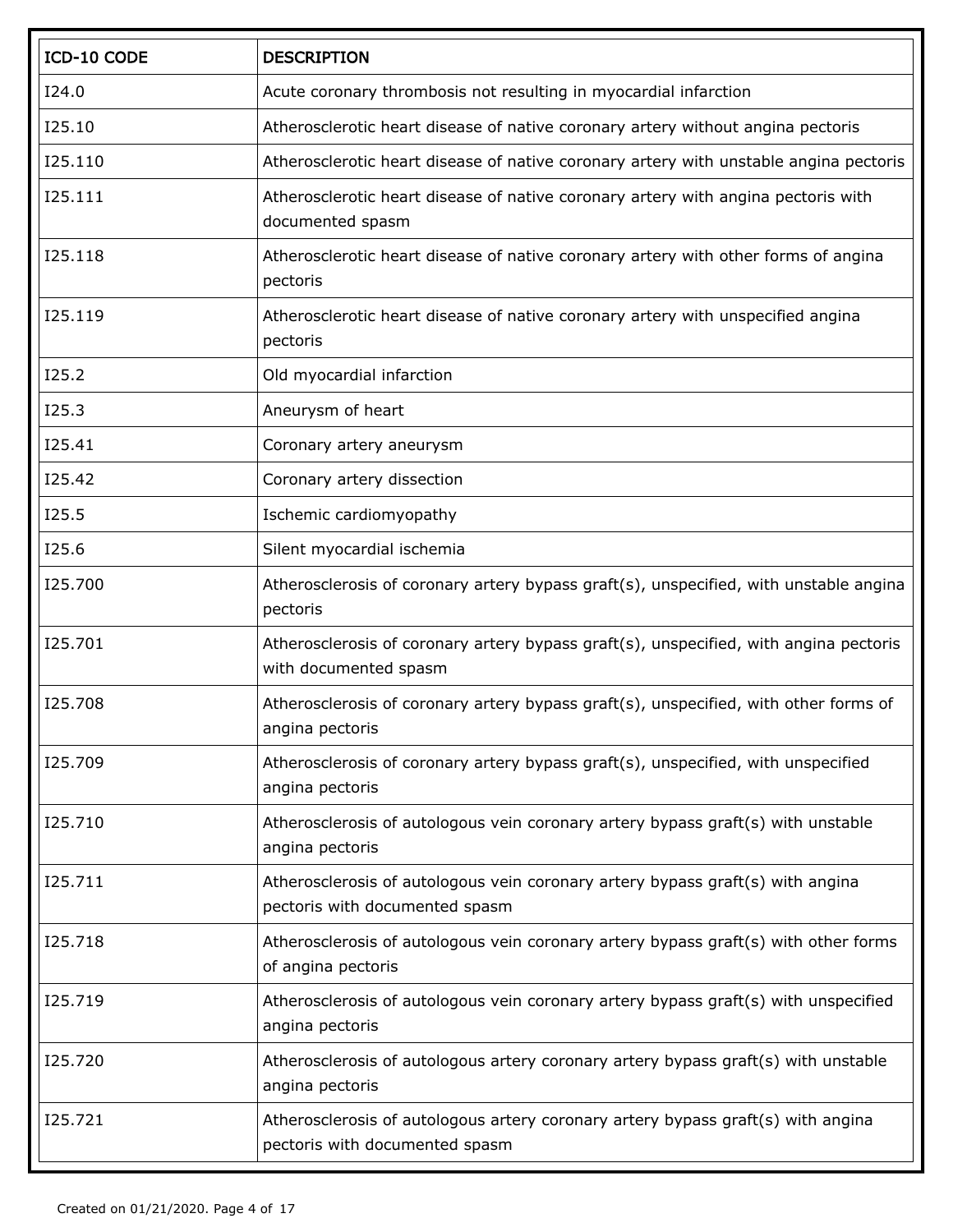| ICD-10 CODE | DESCRIPTION |
| --- | --- |
| I24.0 | Acute coronary thrombosis not resulting in myocardial infarction |
| I25.10 | Atherosclerotic heart disease of native coronary artery without angina pectoris |
| I25.110 | Atherosclerotic heart disease of native coronary artery with unstable angina pectoris |
| I25.111 | Atherosclerotic heart disease of native coronary artery with angina pectoris with documented spasm |
| I25.118 | Atherosclerotic heart disease of native coronary artery with other forms of angina pectoris |
| I25.119 | Atherosclerotic heart disease of native coronary artery with unspecified angina pectoris |
| I25.2 | Old myocardial infarction |
| I25.3 | Aneurysm of heart |
| I25.41 | Coronary artery aneurysm |
| I25.42 | Coronary artery dissection |
| I25.5 | Ischemic cardiomyopathy |
| I25.6 | Silent myocardial ischemia |
| I25.700 | Atherosclerosis of coronary artery bypass graft(s), unspecified, with unstable angina pectoris |
| I25.701 | Atherosclerosis of coronary artery bypass graft(s), unspecified, with angina pectoris with documented spasm |
| I25.708 | Atherosclerosis of coronary artery bypass graft(s), unspecified, with other forms of angina pectoris |
| I25.709 | Atherosclerosis of coronary artery bypass graft(s), unspecified, with unspecified angina pectoris |
| I25.710 | Atherosclerosis of autologous vein coronary artery bypass graft(s) with unstable angina pectoris |
| I25.711 | Atherosclerosis of autologous vein coronary artery bypass graft(s) with angina pectoris with documented spasm |
| I25.718 | Atherosclerosis of autologous vein coronary artery bypass graft(s) with other forms of angina pectoris |
| I25.719 | Atherosclerosis of autologous vein coronary artery bypass graft(s) with unspecified angina pectoris |
| I25.720 | Atherosclerosis of autologous artery coronary artery bypass graft(s) with unstable angina pectoris |
| I25.721 | Atherosclerosis of autologous artery coronary artery bypass graft(s) with angina pectoris with documented spasm |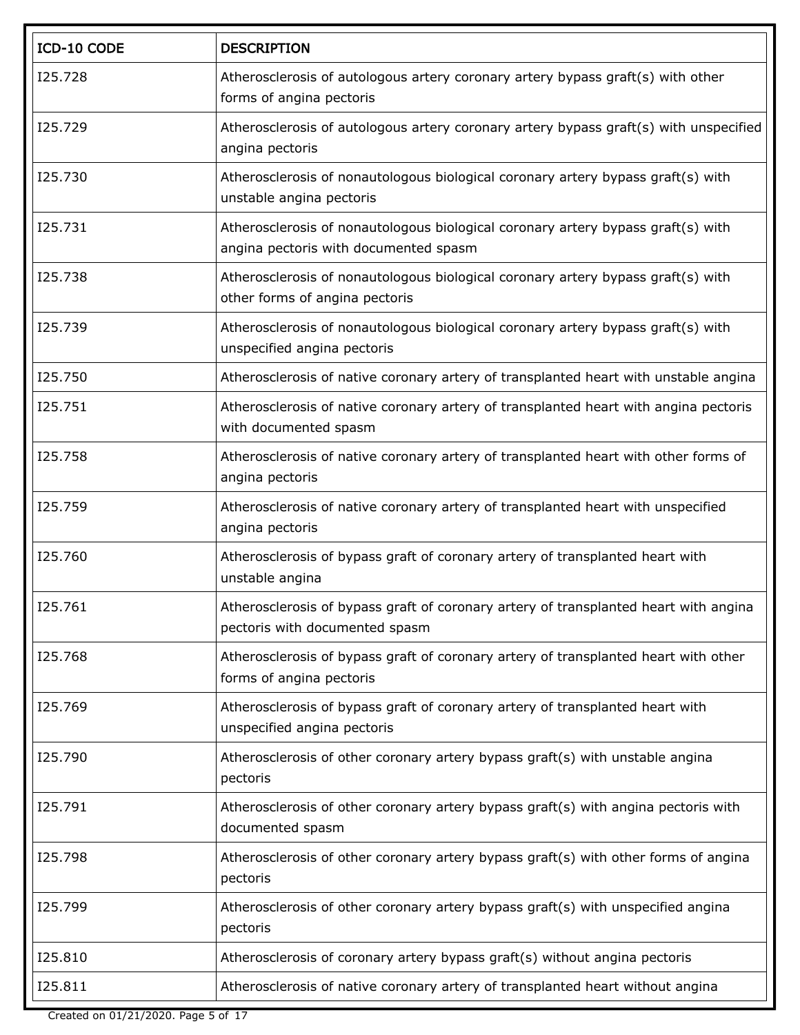| ICD-10 CODE | DESCRIPTION |
|---|---|
| I25.728 | Atherosclerosis of autologous artery coronary artery bypass graft(s) with other forms of angina pectoris |
| I25.729 | Atherosclerosis of autologous artery coronary artery bypass graft(s) with unspecified angina pectoris |
| I25.730 | Atherosclerosis of nonautologous biological coronary artery bypass graft(s) with unstable angina pectoris |
| I25.731 | Atherosclerosis of nonautologous biological coronary artery bypass graft(s) with angina pectoris with documented spasm |
| I25.738 | Atherosclerosis of nonautologous biological coronary artery bypass graft(s) with other forms of angina pectoris |
| I25.739 | Atherosclerosis of nonautologous biological coronary artery bypass graft(s) with unspecified angina pectoris |
| I25.750 | Atherosclerosis of native coronary artery of transplanted heart with unstable angina |
| I25.751 | Atherosclerosis of native coronary artery of transplanted heart with angina pectoris with documented spasm |
| I25.758 | Atherosclerosis of native coronary artery of transplanted heart with other forms of angina pectoris |
| I25.759 | Atherosclerosis of native coronary artery of transplanted heart with unspecified angina pectoris |
| I25.760 | Atherosclerosis of bypass graft of coronary artery of transplanted heart with unstable angina |
| I25.761 | Atherosclerosis of bypass graft of coronary artery of transplanted heart with angina pectoris with documented spasm |
| I25.768 | Atherosclerosis of bypass graft of coronary artery of transplanted heart with other forms of angina pectoris |
| I25.769 | Atherosclerosis of bypass graft of coronary artery of transplanted heart with unspecified angina pectoris |
| I25.790 | Atherosclerosis of other coronary artery bypass graft(s) with unstable angina pectoris |
| I25.791 | Atherosclerosis of other coronary artery bypass graft(s) with angina pectoris with documented spasm |
| I25.798 | Atherosclerosis of other coronary artery bypass graft(s) with other forms of angina pectoris |
| I25.799 | Atherosclerosis of other coronary artery bypass graft(s) with unspecified angina pectoris |
| I25.810 | Atherosclerosis of coronary artery bypass graft(s) without angina pectoris |
| I25.811 | Atherosclerosis of native coronary artery of transplanted heart without angina |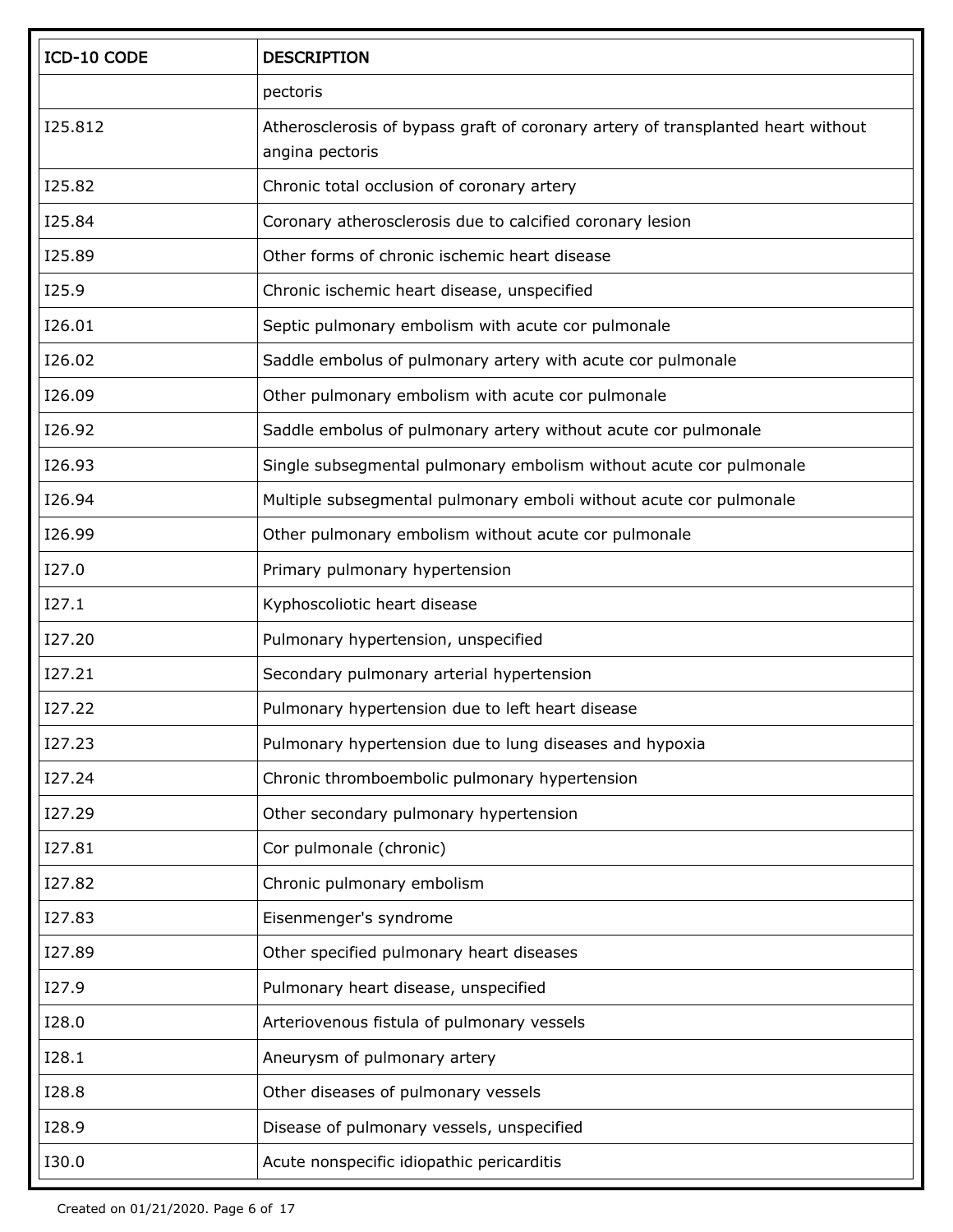| ICD-10 CODE | DESCRIPTION |
|---|---|
| | pectoris |
| I25.812 | Atherosclerosis of bypass graft of coronary artery of transplanted heart without angina pectoris |
| I25.82 | Chronic total occlusion of coronary artery |
| I25.84 | Coronary atherosclerosis due to calcified coronary lesion |
| I25.89 | Other forms of chronic ischemic heart disease |
| I25.9 | Chronic ischemic heart disease, unspecified |
| I26.01 | Septic pulmonary embolism with acute cor pulmonale |
| I26.02 | Saddle embolus of pulmonary artery with acute cor pulmonale |
| I26.09 | Other pulmonary embolism with acute cor pulmonale |
| I26.92 | Saddle embolus of pulmonary artery without acute cor pulmonale |
| I26.93 | Single subsegmental pulmonary embolism without acute cor pulmonale |
| I26.94 | Multiple subsegmental pulmonary emboli without acute cor pulmonale |
| I26.99 | Other pulmonary embolism without acute cor pulmonale |
| I27.0 | Primary pulmonary hypertension |
| I27.1 | Kyphoscoliotic heart disease |
| I27.20 | Pulmonary hypertension, unspecified |
| I27.21 | Secondary pulmonary arterial hypertension |
| I27.22 | Pulmonary hypertension due to left heart disease |
| I27.23 | Pulmonary hypertension due to lung diseases and hypoxia |
| I27.24 | Chronic thromboembolic pulmonary hypertension |
| I27.29 | Other secondary pulmonary hypertension |
| I27.81 | Cor pulmonale (chronic) |
| I27.82 | Chronic pulmonary embolism |
| I27.83 | Eisenmenger's syndrome |
| I27.89 | Other specified pulmonary heart diseases |
| I27.9 | Pulmonary heart disease, unspecified |
| I28.0 | Arteriovenous fistula of pulmonary vessels |
| I28.1 | Aneurysm of pulmonary artery |
| I28.8 | Other diseases of pulmonary vessels |
| I28.9 | Disease of pulmonary vessels, unspecified |
| I30.0 | Acute nonspecific idiopathic pericarditis |

Created on 01/21/2020.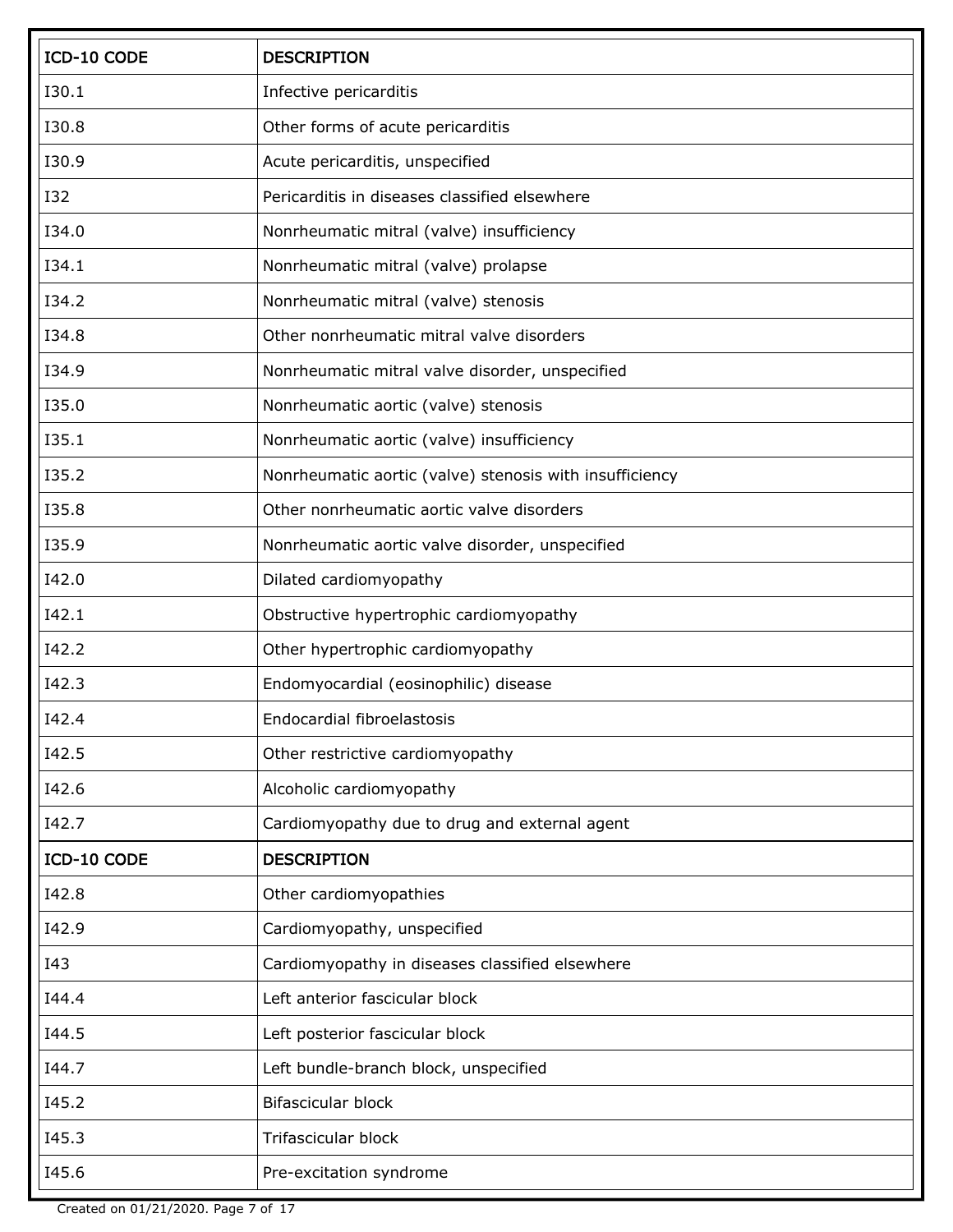| ICD-10 CODE | DESCRIPTION |
| --- | --- |
| I30.1 | Infective pericarditis |
| I30.8 | Other forms of acute pericarditis |
| I30.9 | Acute pericarditis, unspecified |
| I32 | Pericarditis in diseases classified elsewhere |
| I34.0 | Nonrheumatic mitral (valve) insufficiency |
| I34.1 | Nonrheumatic mitral (valve) prolapse |
| I34.2 | Nonrheumatic mitral (valve) stenosis |
| I34.8 | Other nonrheumatic mitral valve disorders |
| I34.9 | Nonrheumatic mitral valve disorder, unspecified |
| I35.0 | Nonrheumatic aortic (valve) stenosis |
| I35.1 | Nonrheumatic aortic (valve) insufficiency |
| I35.2 | Nonrheumatic aortic (valve) stenosis with insufficiency |
| I35.8 | Other nonrheumatic aortic valve disorders |
| I35.9 | Nonrheumatic aortic valve disorder, unspecified |
| I42.0 | Dilated cardiomyopathy |
| I42.1 | Obstructive hypertrophic cardiomyopathy |
| I42.2 | Other hypertrophic cardiomyopathy |
| I42.3 | Endomyocardial (eosinophilic) disease |
| I42.4 | Endocardial fibroelastosis |
| I42.5 | Other restrictive cardiomyopathy |
| I42.6 | Alcoholic cardiomyopathy |
| I42.7 | Cardiomyopathy due to drug and external agent |
| I42.8 | Other cardiomyopathies |
| I42.9 | Cardiomyopathy, unspecified |
| I43 | Cardiomyopathy in diseases classified elsewhere |
| I44.4 | Left anterior fascicular block |
| I44.5 | Left posterior fascicular block |
| I44.7 | Left bundle-branch block, unspecified |
| I45.2 | Bifascicular block |
| I45.3 | Trifascicular block |
| I45.6 | Pre-excitation syndrome |

Created on 01/21/2020.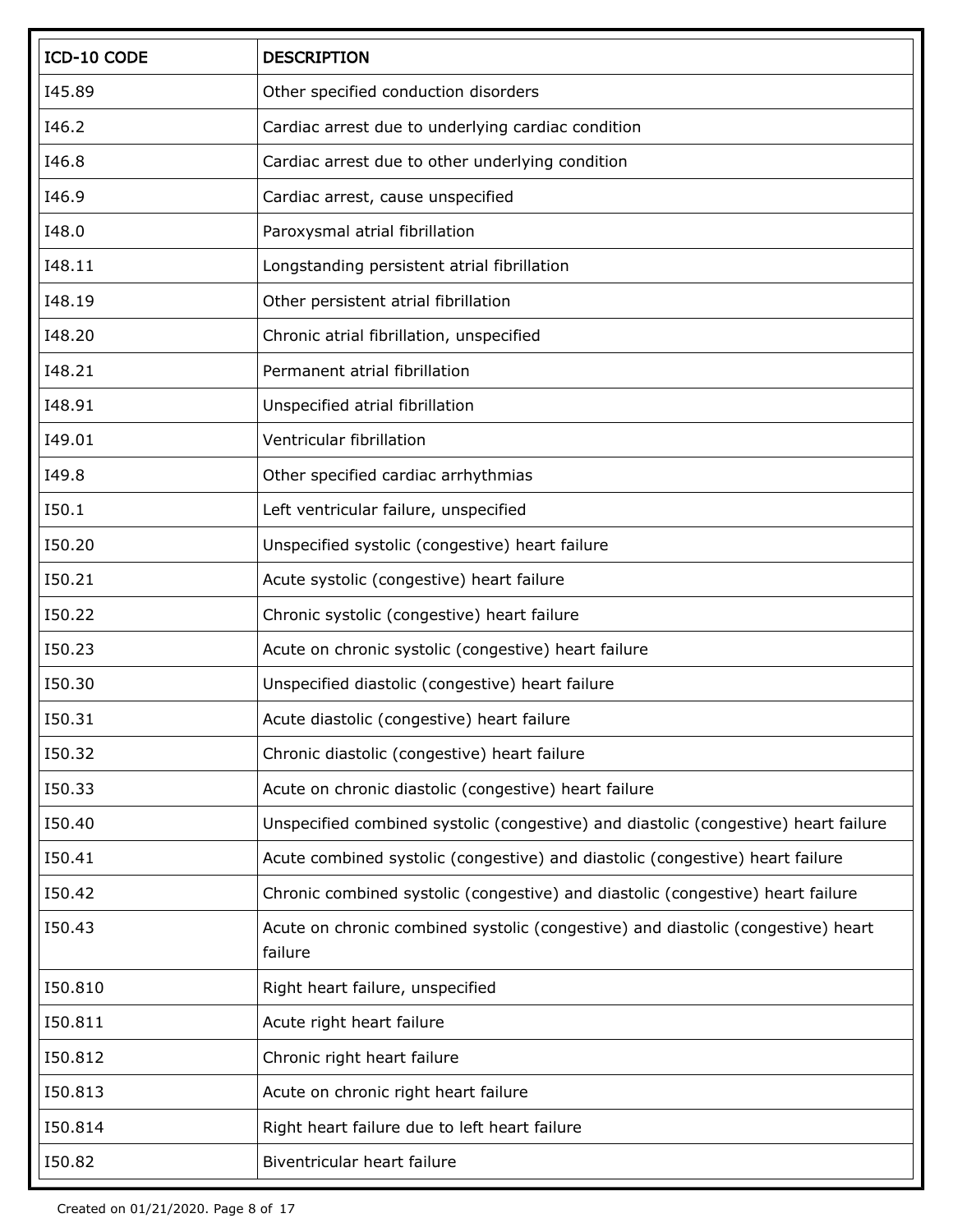| ICD-10 CODE | DESCRIPTION |
| --- | --- |
| I45.89 | Other specified conduction disorders |
| I46.2 | Cardiac arrest due to underlying cardiac condition |
| I46.8 | Cardiac arrest due to other underlying condition |
| I46.9 | Cardiac arrest, cause unspecified |
| I48.0 | Paroxysmal atrial fibrillation |
| I48.11 | Longstanding persistent atrial fibrillation |
| I48.19 | Other persistent atrial fibrillation |
| I48.20 | Chronic atrial fibrillation, unspecified |
| I48.21 | Permanent atrial fibrillation |
| I48.91 | Unspecified atrial fibrillation |
| I49.01 | Ventricular fibrillation |
| I49.8 | Other specified cardiac arrhythmias |
| I50.1 | Left ventricular failure, unspecified |
| I50.20 | Unspecified systolic (congestive) heart failure |
| I50.21 | Acute systolic (congestive) heart failure |
| I50.22 | Chronic systolic (congestive) heart failure |
| I50.23 | Acute on chronic systolic (congestive) heart failure |
| I50.30 | Unspecified diastolic (congestive) heart failure |
| I50.31 | Acute diastolic (congestive) heart failure |
| I50.32 | Chronic diastolic (congestive) heart failure |
| I50.33 | Acute on chronic diastolic (congestive) heart failure |
| I50.40 | Unspecified combined systolic (congestive) and diastolic (congestive) heart failure |
| I50.41 | Acute combined systolic (congestive) and diastolic (congestive) heart failure |
| I50.42 | Chronic combined systolic (congestive) and diastolic (congestive) heart failure |
| I50.43 | Acute on chronic combined systolic (congestive) and diastolic (congestive) heart failure |
| I50.810 | Right heart failure, unspecified |
| I50.811 | Acute right heart failure |
| I50.812 | Chronic right heart failure |
| I50.813 | Acute on chronic right heart failure |
| I50.814 | Right heart failure due to left heart failure |
| I50.82 | Biventricular heart failure |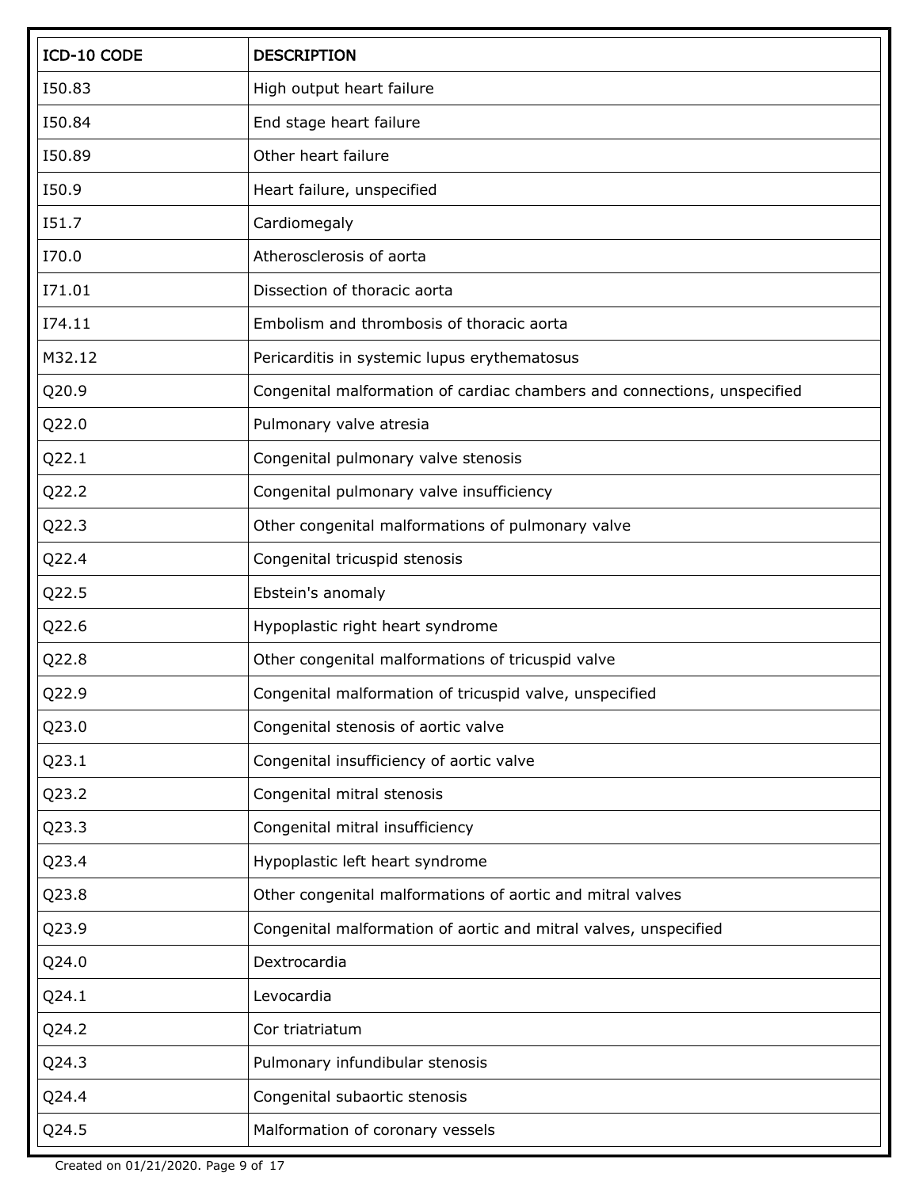| ICD-10 CODE | DESCRIPTION |
| --- | --- |
| I50.83 | High output heart failure |
| I50.84 | End stage heart failure |
| I50.89 | Other heart failure |
| I50.9 | Heart failure, unspecified |
| I51.7 | Cardiomegaly |
| I70.0 | Atherosclerosis of aorta |
| I71.01 | Dissection of thoracic aorta |
| I74.11 | Embolism and thrombosis of thoracic aorta |
| M32.12 | Pericarditis in systemic lupus erythematosus |
| Q20.9 | Congenital malformation of cardiac chambers and connections, unspecified |
| Q22.0 | Pulmonary valve atresia |
| Q22.1 | Congenital pulmonary valve stenosis |
| Q22.2 | Congenital pulmonary valve insufficiency |
| Q22.3 | Other congenital malformations of pulmonary valve |
| Q22.4 | Congenital tricuspid stenosis |
| Q22.5 | Ebstein's anomaly |
| Q22.6 | Hypoplastic right heart syndrome |
| Q22.8 | Other congenital malformations of tricuspid valve |
| Q22.9 | Congenital malformation of tricuspid valve, unspecified |
| Q23.0 | Congenital stenosis of aortic valve |
| Q23.1 | Congenital insufficiency of aortic valve |
| Q23.2 | Congenital mitral stenosis |
| Q23.3 | Congenital mitral insufficiency |
| Q23.4 | Hypoplastic left heart syndrome |
| Q23.8 | Other congenital malformations of aortic and mitral valves |
| Q23.9 | Congenital malformation of aortic and mitral valves, unspecified |
| Q24.0 | Dextrocardia |
| Q24.1 | Levocardia |
| Q24.2 | Cor triatriatum |
| Q24.3 | Pulmonary infundibular stenosis |
| Q24.4 | Congenital subaortic stenosis |
| Q24.5 | Malformation of coronary vessels |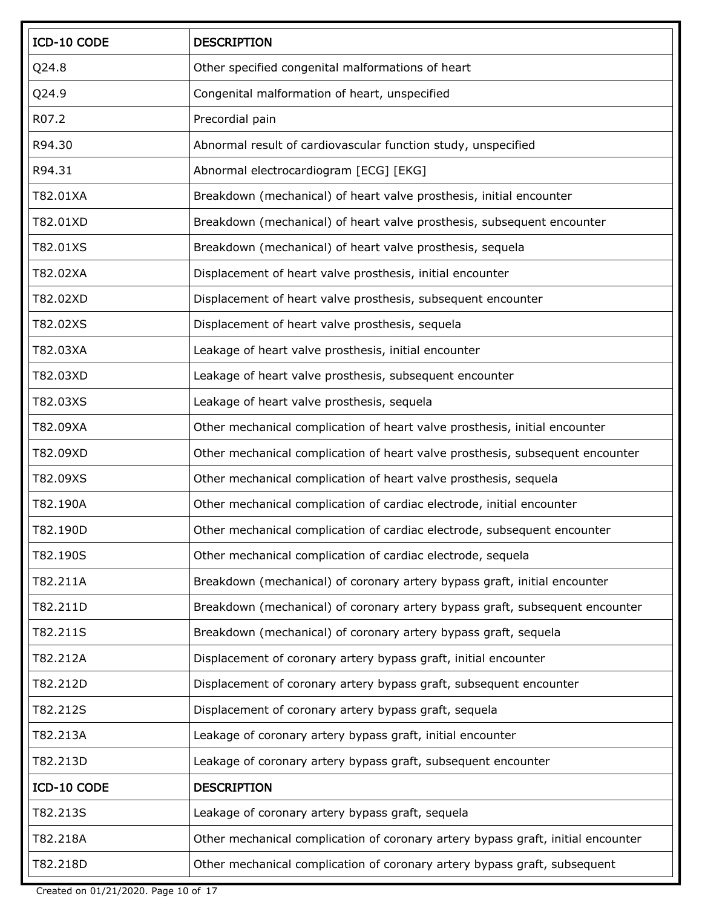| ICD-10 CODE | DESCRIPTION |
|---|---|
| Q24.8 | Other specified congenital malformations of heart |
| Q24.9 | Congenital malformation of heart, unspecified |
| R07.2 | Precordial pain |
| R94.30 | Abnormal result of cardiovascular function study, unspecified |
| R94.31 | Abnormal electrocardiogram [ECG] [EKG] |
| T82.01XA | Breakdown (mechanical) of heart valve prosthesis, initial encounter |
| T82.01XD | Breakdown (mechanical) of heart valve prosthesis, subsequent encounter |
| T82.01XS | Breakdown (mechanical) of heart valve prosthesis, sequela |
| T82.02XA | Displacement of heart valve prosthesis, initial encounter |
| T82.02XD | Displacement of heart valve prosthesis, subsequent encounter |
| T82.02XS | Displacement of heart valve prosthesis, sequela |
| T82.03XA | Leakage of heart valve prosthesis, initial encounter |
| T82.03XD | Leakage of heart valve prosthesis, subsequent encounter |
| T82.03XS | Leakage of heart valve prosthesis, sequela |
| T82.09XA | Other mechanical complication of heart valve prosthesis, initial encounter |
| T82.09XD | Other mechanical complication of heart valve prosthesis, subsequent encounter |
| T82.09XS | Other mechanical complication of heart valve prosthesis, sequela |
| T82.190A | Other mechanical complication of cardiac electrode, initial encounter |
| T82.190D | Other mechanical complication of cardiac electrode, subsequent encounter |
| T82.190S | Other mechanical complication of cardiac electrode, sequela |
| T82.211A | Breakdown (mechanical) of coronary artery bypass graft, initial encounter |
| T82.211D | Breakdown (mechanical) of coronary artery bypass graft, subsequent encounter |
| T82.211S | Breakdown (mechanical) of coronary artery bypass graft, sequela |
| T82.212A | Displacement of coronary artery bypass graft, initial encounter |
| T82.212D | Displacement of coronary artery bypass graft, subsequent encounter |
| T82.212S | Displacement of coronary artery bypass graft, sequela |
| T82.213A | Leakage of coronary artery bypass graft, initial encounter |
| T82.213D | Leakage of coronary artery bypass graft, subsequent encounter |
| T82.213S | Leakage of coronary artery bypass graft, sequela |
| T82.218A | Other mechanical complication of coronary artery bypass graft, initial encounter |
| T82.218D | Other mechanical complication of coronary artery bypass graft, subsequent |

Created on 01/21/2020.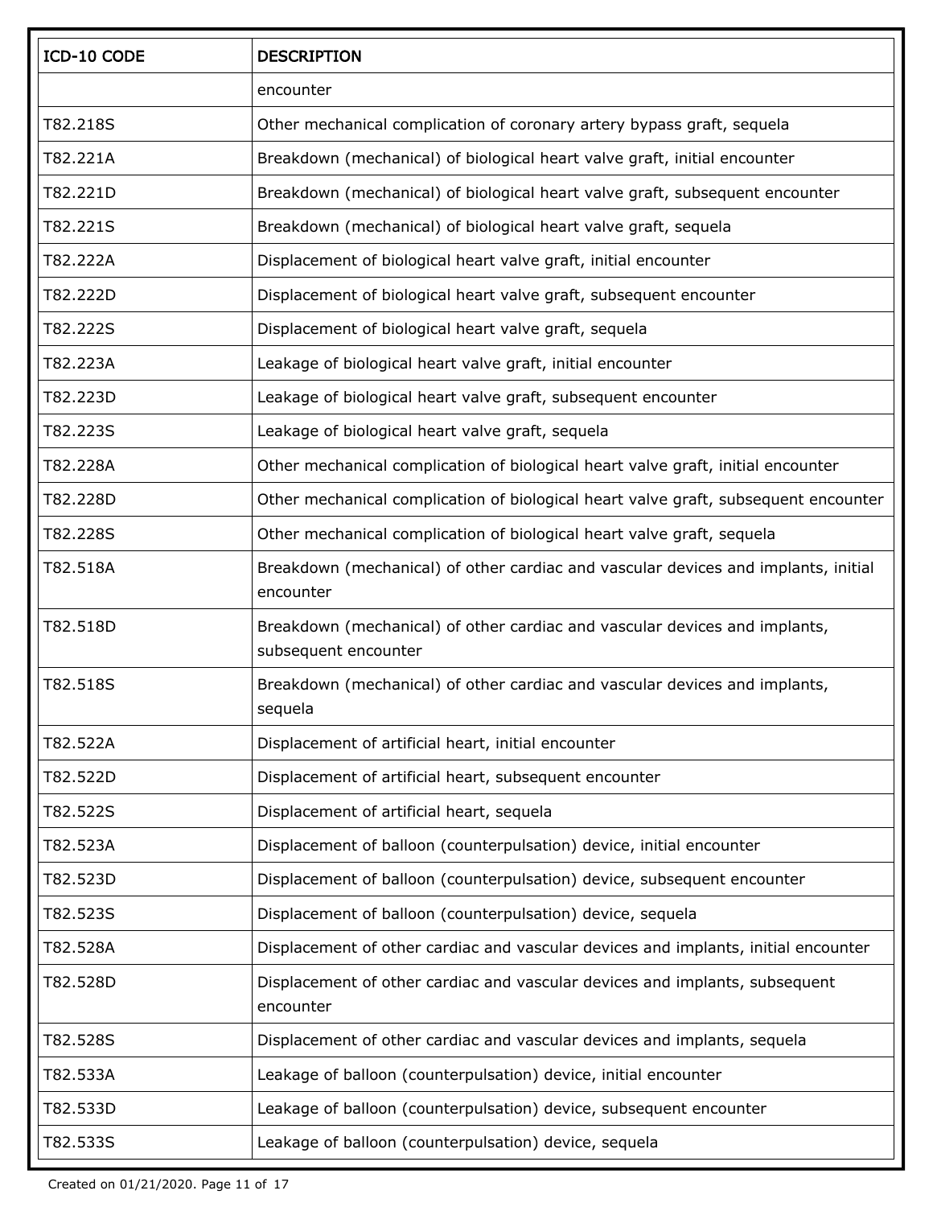| ICD-10 CODE | DESCRIPTION |
|---|---|
| | encounter |
| T82.218S | Other mechanical complication of coronary artery bypass graft, sequela |
| T82.221A | Breakdown (mechanical) of biological heart valve graft, initial encounter |
| T82.221D | Breakdown (mechanical) of biological heart valve graft, subsequent encounter |
| T82.221S | Breakdown (mechanical) of biological heart valve graft, sequela |
| T82.222A | Displacement of biological heart valve graft, initial encounter |
| T82.222D | Displacement of biological heart valve graft, subsequent encounter |
| T82.222S | Displacement of biological heart valve graft, sequela |
| T82.223A | Leakage of biological heart valve graft, initial encounter |
| T82.223D | Leakage of biological heart valve graft, subsequent encounter |
| T82.223S | Leakage of biological heart valve graft, sequela |
| T82.228A | Other mechanical complication of biological heart valve graft, initial encounter |
| T82.228D | Other mechanical complication of biological heart valve graft, subsequent encounter |
| T82.228S | Other mechanical complication of biological heart valve graft, sequela |
| T82.518A | Breakdown (mechanical) of other cardiac and vascular devices and implants, initial encounter |
| T82.518D | Breakdown (mechanical) of other cardiac and vascular devices and implants, subsequent encounter |
| T82.518S | Breakdown (mechanical) of other cardiac and vascular devices and implants, sequela |
| T82.522A | Displacement of artificial heart, initial encounter |
| T82.522D | Displacement of artificial heart, subsequent encounter |
| T82.522S | Displacement of artificial heart, sequela |
| T82.523A | Displacement of balloon (counterpulsation) device, initial encounter |
| T82.523D | Displacement of balloon (counterpulsation) device, subsequent encounter |
| T82.523S | Displacement of balloon (counterpulsation) device, sequela |
| T82.528A | Displacement of other cardiac and vascular devices and implants, initial encounter |
| T82.528D | Displacement of other cardiac and vascular devices and implants, subsequent encounter |
| T82.528S | Displacement of other cardiac and vascular devices and implants, sequela |
| T82.533A | Leakage of balloon (counterpulsation) device, initial encounter |
| T82.533D | Leakage of balloon (counterpulsation) device, subsequent encounter |
| T82.533S | Leakage of balloon (counterpulsation) device, sequela |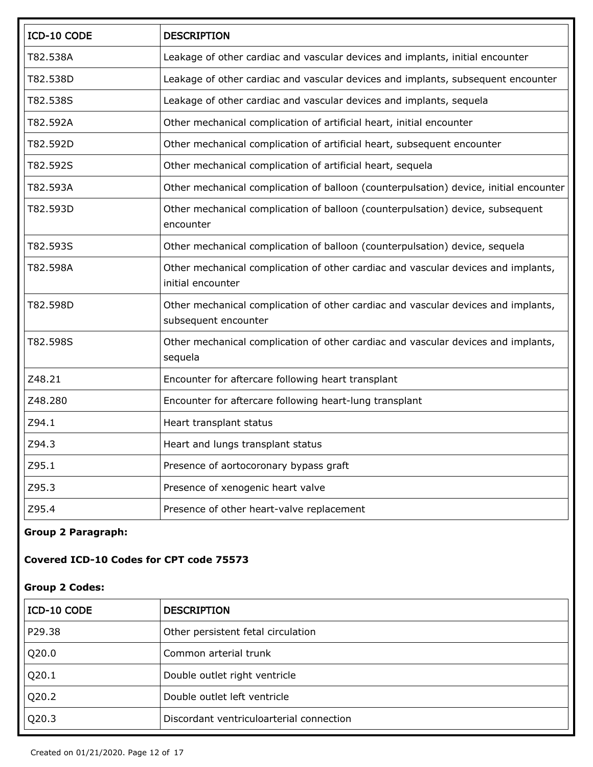| ICD-10 CODE | DESCRIPTION |
| --- | --- |
| T82.538A | Leakage of other cardiac and vascular devices and implants, initial encounter |
| T82.538D | Leakage of other cardiac and vascular devices and implants, subsequent encounter |
| T82.538S | Leakage of other cardiac and vascular devices and implants, sequela |
| T82.592A | Other mechanical complication of artificial heart, initial encounter |
| T82.592D | Other mechanical complication of artificial heart, subsequent encounter |
| T82.592S | Other mechanical complication of artificial heart, sequela |
| T82.593A | Other mechanical complication of balloon (counterpulsation) device, initial encounter |
| T82.593D | Other mechanical complication of balloon (counterpulsation) device, subsequent encounter |
| T82.593S | Other mechanical complication of balloon (counterpulsation) device, sequela |
| T82.598A | Other mechanical complication of other cardiac and vascular devices and implants, initial encounter |
| T82.598D | Other mechanical complication of other cardiac and vascular devices and implants, subsequent encounter |
| T82.598S | Other mechanical complication of other cardiac and vascular devices and implants, sequela |
| Z48.21 | Encounter for aftercare following heart transplant |
| Z48.280 | Encounter for aftercare following heart-lung transplant |
| Z94.1 | Heart transplant status |
| Z94.3 | Heart and lungs transplant status |
| Z95.1 | Presence of aortocoronary bypass graft |
| Z95.3 | Presence of xenogenic heart valve |
| Z95.4 | Presence of other heart-valve replacement |

**Group 2 Paragraph:**

**Covered ICD-10 Codes for CPT code 75573**

**Group 2 Codes:**

| ICD-10 CODE | DESCRIPTION |
| --- | --- |
| P29.38 | Other persistent fetal circulation |
| Q20.0 | Common arterial trunk |
| Q20.1 | Double outlet right ventricle |
| Q20.2 | Double outlet left ventricle |
| Q20.3 | Discordant ventriculoarterial connection |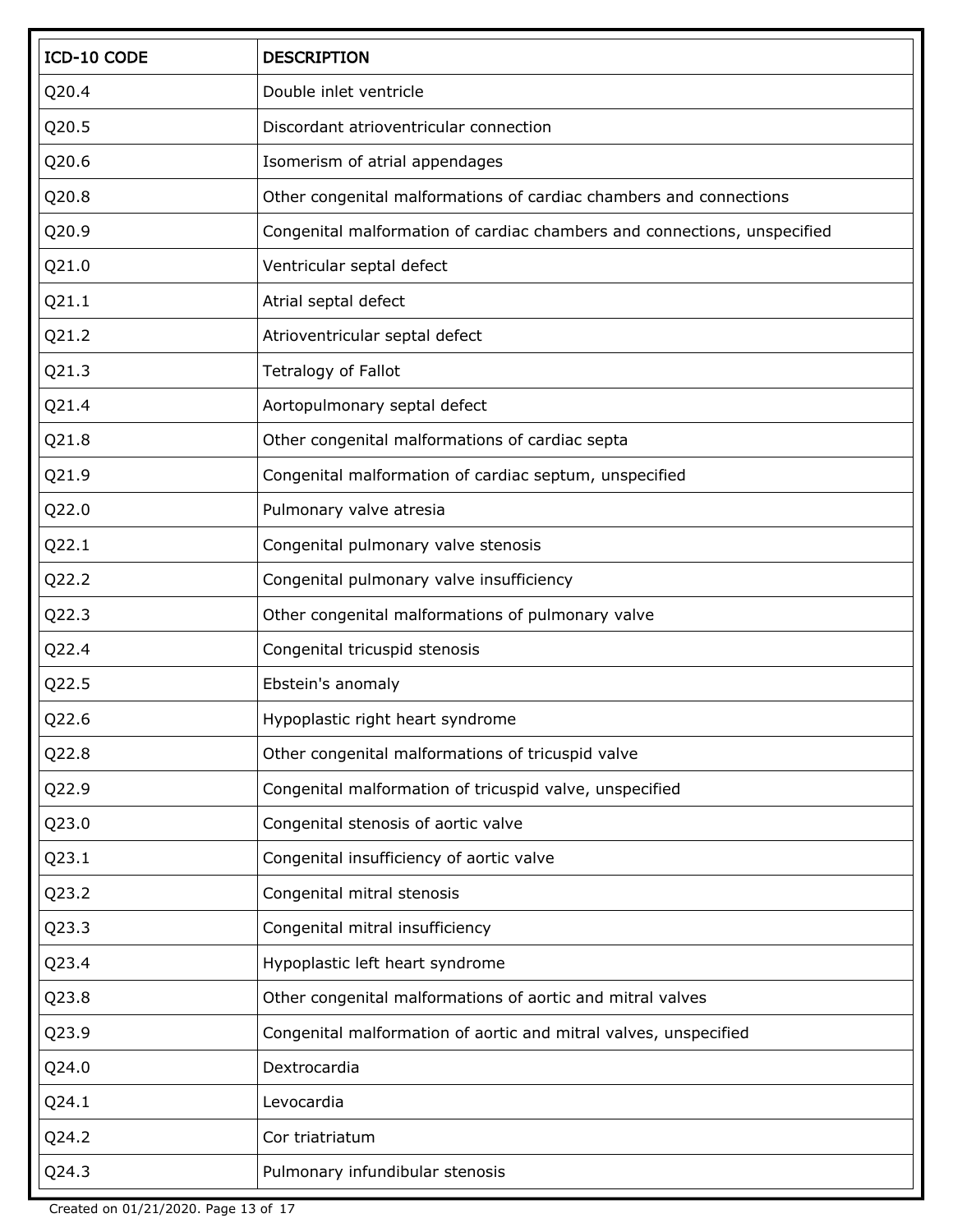| ICD-10 CODE | DESCRIPTION |
| --- | --- |
| Q20.4 | Double inlet ventricle |
| Q20.5 | Discordant atrioventricular connection |
| Q20.6 | Isomerism of atrial appendages |
| Q20.8 | Other congenital malformations of cardiac chambers and connections |
| Q20.9 | Congenital malformation of cardiac chambers and connections, unspecified |
| Q21.0 | Ventricular septal defect |
| Q21.1 | Atrial septal defect |
| Q21.2 | Atrioventricular septal defect |
| Q21.3 | Tetralogy of Fallot |
| Q21.4 | Aortopulmonary septal defect |
| Q21.8 | Other congenital malformations of cardiac septa |
| Q21.9 | Congenital malformation of cardiac septum, unspecified |
| Q22.0 | Pulmonary valve atresia |
| Q22.1 | Congenital pulmonary valve stenosis |
| Q22.2 | Congenital pulmonary valve insufficiency |
| Q22.3 | Other congenital malformations of pulmonary valve |
| Q22.4 | Congenital tricuspid stenosis |
| Q22.5 | Ebstein's anomaly |
| Q22.6 | Hypoplastic right heart syndrome |
| Q22.8 | Other congenital malformations of tricuspid valve |
| Q22.9 | Congenital malformation of tricuspid valve, unspecified |
| Q23.0 | Congenital stenosis of aortic valve |
| Q23.1 | Congenital insufficiency of aortic valve |
| Q23.2 | Congenital mitral stenosis |
| Q23.3 | Congenital mitral insufficiency |
| Q23.4 | Hypoplastic left heart syndrome |
| Q23.8 | Other congenital malformations of aortic and mitral valves |
| Q23.9 | Congenital malformation of aortic and mitral valves, unspecified |
| Q24.0 | Dextrocardia |
| Q24.1 | Levocardia |
| Q24.2 | Cor triatriatum |
| Q24.3 | Pulmonary infundibular stenosis |

Created on 01/21/2020.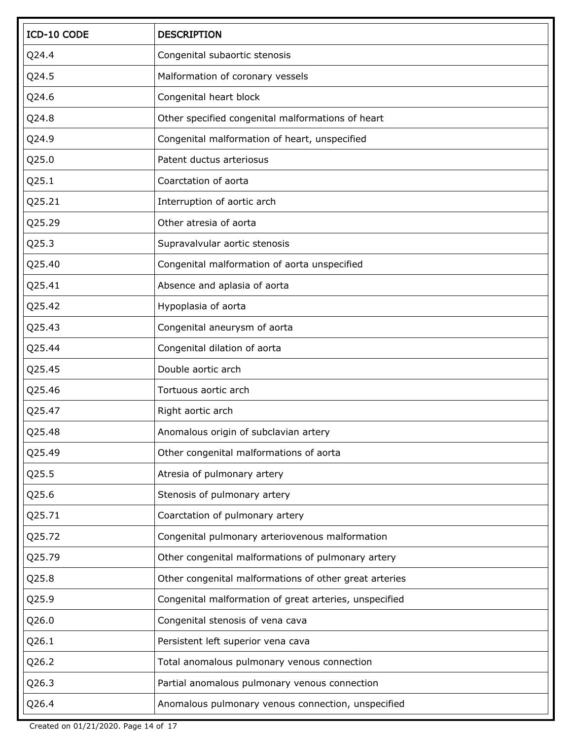| ICD-10 CODE | DESCRIPTION |
| --- | --- |
| Q24.4 | Congenital subaortic stenosis |
| Q24.5 | Malformation of coronary vessels |
| Q24.6 | Congenital heart block |
| Q24.8 | Other specified congenital malformations of heart |
| Q24.9 | Congenital malformation of heart, unspecified |
| Q25.0 | Patent ductus arteriosus |
| Q25.1 | Coarctation of aorta |
| Q25.21 | Interruption of aortic arch |
| Q25.29 | Other atresia of aorta |
| Q25.3 | Supravalvular aortic stenosis |
| Q25.40 | Congenital malformation of aorta unspecified |
| Q25.41 | Absence and aplasia of aorta |
| Q25.42 | Hypoplasia of aorta |
| Q25.43 | Congenital aneurysm of aorta |
| Q25.44 | Congenital dilation of aorta |
| Q25.45 | Double aortic arch |
| Q25.46 | Tortuous aortic arch |
| Q25.47 | Right aortic arch |
| Q25.48 | Anomalous origin of subclavian artery |
| Q25.49 | Other congenital malformations of aorta |
| Q25.5 | Atresia of pulmonary artery |
| Q25.6 | Stenosis of pulmonary artery |
| Q25.71 | Coarctation of pulmonary artery |
| Q25.72 | Congenital pulmonary arteriovenous malformation |
| Q25.79 | Other congenital malformations of pulmonary artery |
| Q25.8 | Other congenital malformations of other great arteries |
| Q25.9 | Congenital malformation of great arteries, unspecified |
| Q26.0 | Congenital stenosis of vena cava |
| Q26.1 | Persistent left superior vena cava |
| Q26.2 | Total anomalous pulmonary venous connection |
| Q26.3 | Partial anomalous pulmonary venous connection |
| Q26.4 | Anomalous pulmonary venous connection, unspecified |

Created on 01/21/2020.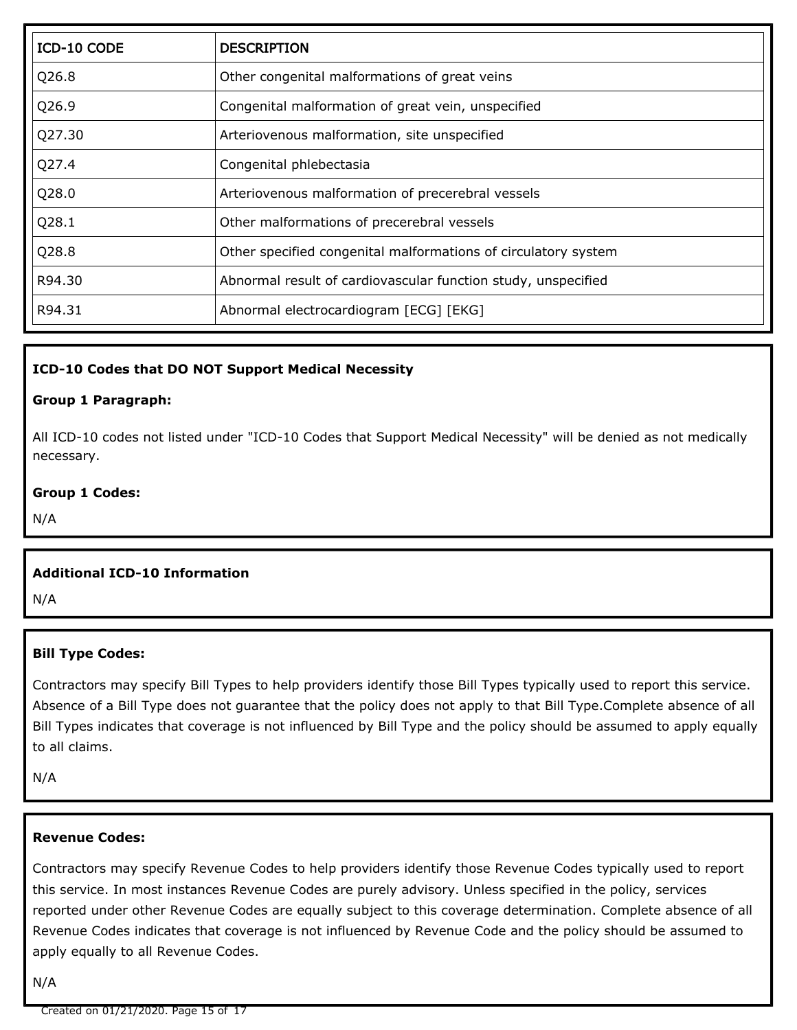| ICD-10 CODE | DESCRIPTION |
| --- | --- |
| Q26.8 | Other congenital malformations of great veins |
| Q26.9 | Congenital malformation of great vein, unspecified |
| Q27.30 | Arteriovenous malformation, site unspecified |
| Q27.4 | Congenital phlebectasia |
| Q28.0 | Arteriovenous malformation of precerebral vessels |
| Q28.1 | Other malformations of precerebral vessels |
| Q28.8 | Other specified congenital malformations of circulatory system |
| R94.30 | Abnormal result of cardiovascular function study, unspecified |
| R94.31 | Abnormal electrocardiogram [ECG] [EKG] |

**ICD-10 Codes that DO NOT Support Medical Necessity**

**Group 1 Paragraph:**

All ICD-10 codes not listed under "ICD-10 Codes that Support Medical Necessity" will be denied as not medically necessary.

**Group 1 Codes:**

N/A

**Additional ICD-10 Information**

N/A

**Bill Type Codes:**

Contractors may specify Bill Types to help providers identify those Bill Types typically used to report this service. Absence of a Bill Type does not guarantee that the policy does not apply to that Bill Type.Complete absence of all Bill Types indicates that coverage is not influenced by Bill Type and the policy should be assumed to apply equally to all claims.

N/A

**Revenue Codes:**

Contractors may specify Revenue Codes to help providers identify those Revenue Codes typically used to report this service. In most instances Revenue Codes are purely advisory. Unless specified in the policy, services reported under other Revenue Codes are equally subject to this coverage determination. Complete absence of all Revenue Codes indicates that coverage is not influenced by Revenue Code and the policy should be assumed to apply equally to all Revenue Codes.

N/A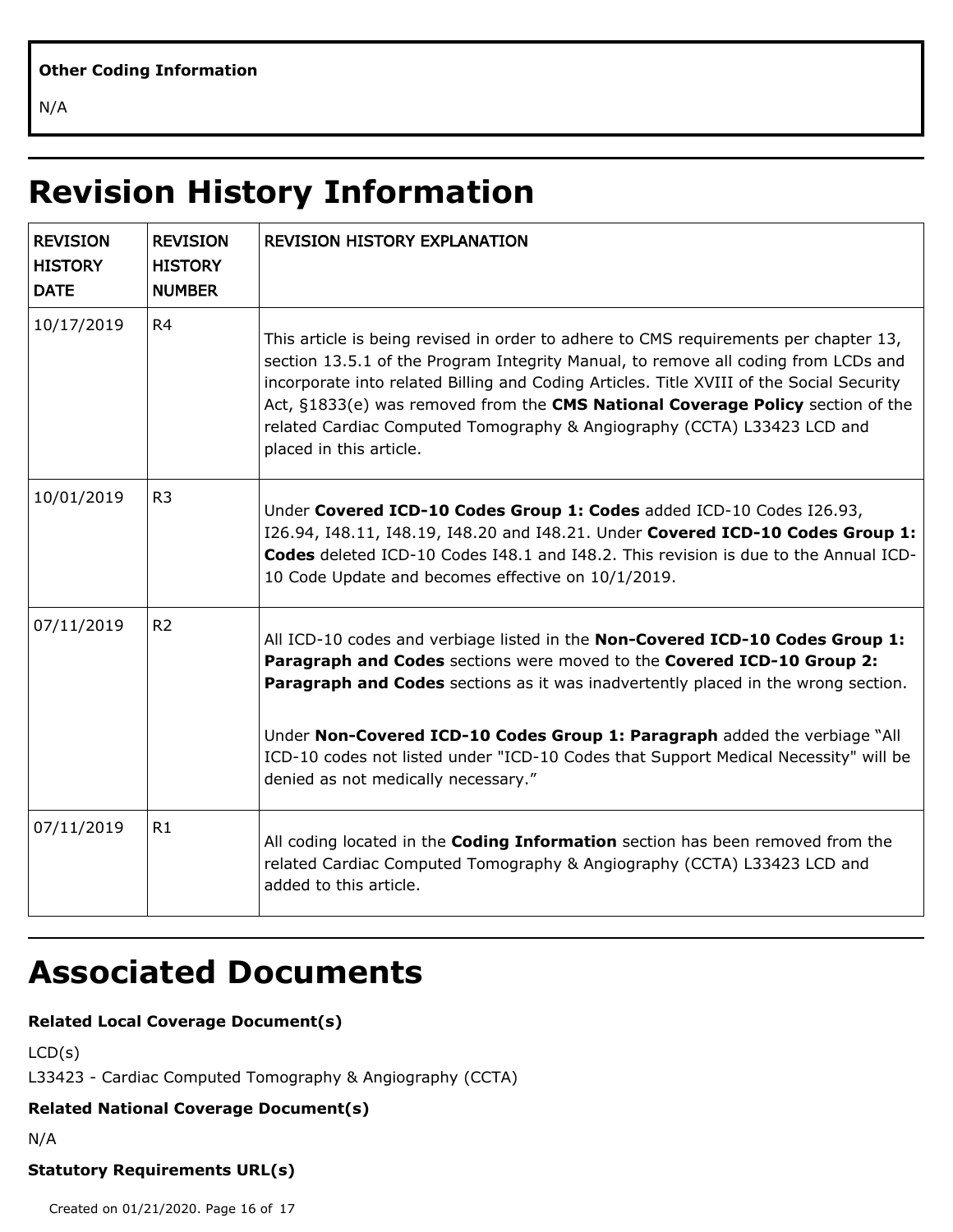**Other Coding Information**

N/A

# Revision History Information

| REVISION HISTORY DATE | REVISION HISTORY NUMBER | REVISION HISTORY EXPLANATION |
|---|---|---|
| 10/17/2019 | R4 | This article is being revised in order to adhere to CMS requirements per chapter 13, section 13.5.1 of the Program Integrity Manual, to remove all coding from LCDs and incorporate into related Billing and Coding Articles. Title XVIII of the Social Security Act, §1833(e) was removed from the **CMS National Coverage Policy** section of the related Cardiac Computed Tomography & Angiography (CCTA) L33423 LCD and placed in this article. |
| 10/01/2019 | R3 | Under **Covered ICD-10 Codes Group 1: Codes** added ICD-10 Codes I26.93, I26.94, I48.11, I48.19, I48.20 and I48.21. Under **Covered ICD-10 Codes Group 1: Codes** deleted ICD-10 Codes I48.1 and I48.2. This revision is due to the Annual ICD-10 Code Update and becomes effective on 10/1/2019. |
| 07/11/2019 | R2 | All ICD-10 codes and verbiage listed in the **Non-Covered ICD-10 Codes Group 1: Paragraph and Codes** sections were moved to the **Covered ICD-10 Group 2: Paragraph and Codes** sections as it was inadvertently placed in the wrong section.<br><br>Under **Non-Covered ICD-10 Codes Group 1: Paragraph** added the verbiage "All ICD-10 codes not listed under "ICD-10 Codes that Support Medical Necessity" will be denied as not medically necessary." |
| 07/11/2019 | R1 | All coding located in the **Coding Information** section has been removed from the related Cardiac Computed Tomography & Angiography (CCTA) L33423 LCD and added to this article. |

# Associated Documents

**Related Local Coverage Document(s)**

LCD(s)
L33423 - Cardiac Computed Tomography & Angiography (CCTA)

**Related National Coverage Document(s)**

N/A

**Statutory Requirements URL(s)**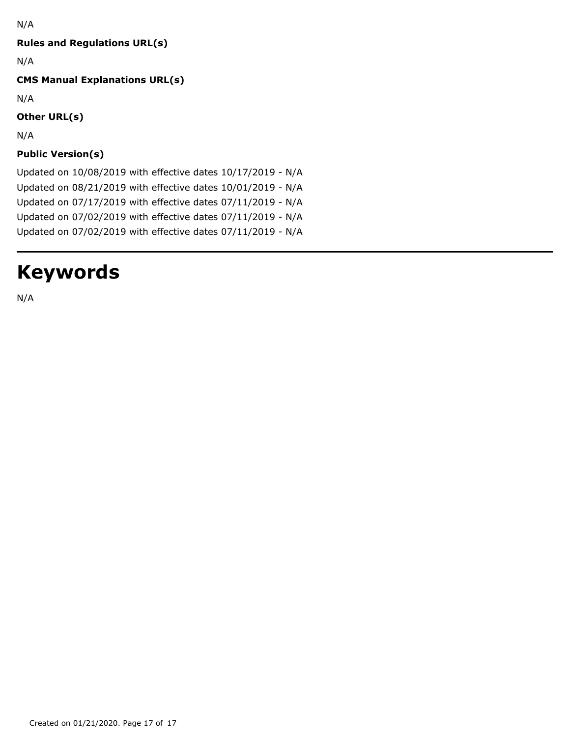N/A

**Rules and Regulations URL(s)**

N/A

**CMS Manual Explanations URL(s)**

N/A

**Other URL(s)**

N/A

**Public Version(s)**

Updated on 10/08/2019 with effective dates 10/17/2019 - N/A
Updated on 08/21/2019 with effective dates 10/01/2019 - N/A
Updated on 07/17/2019 with effective dates 07/11/2019 - N/A
Updated on 07/02/2019 with effective dates 07/11/2019 - N/A
Updated on 07/02/2019 with effective dates 07/11/2019 - N/A

# Keywords

N/A